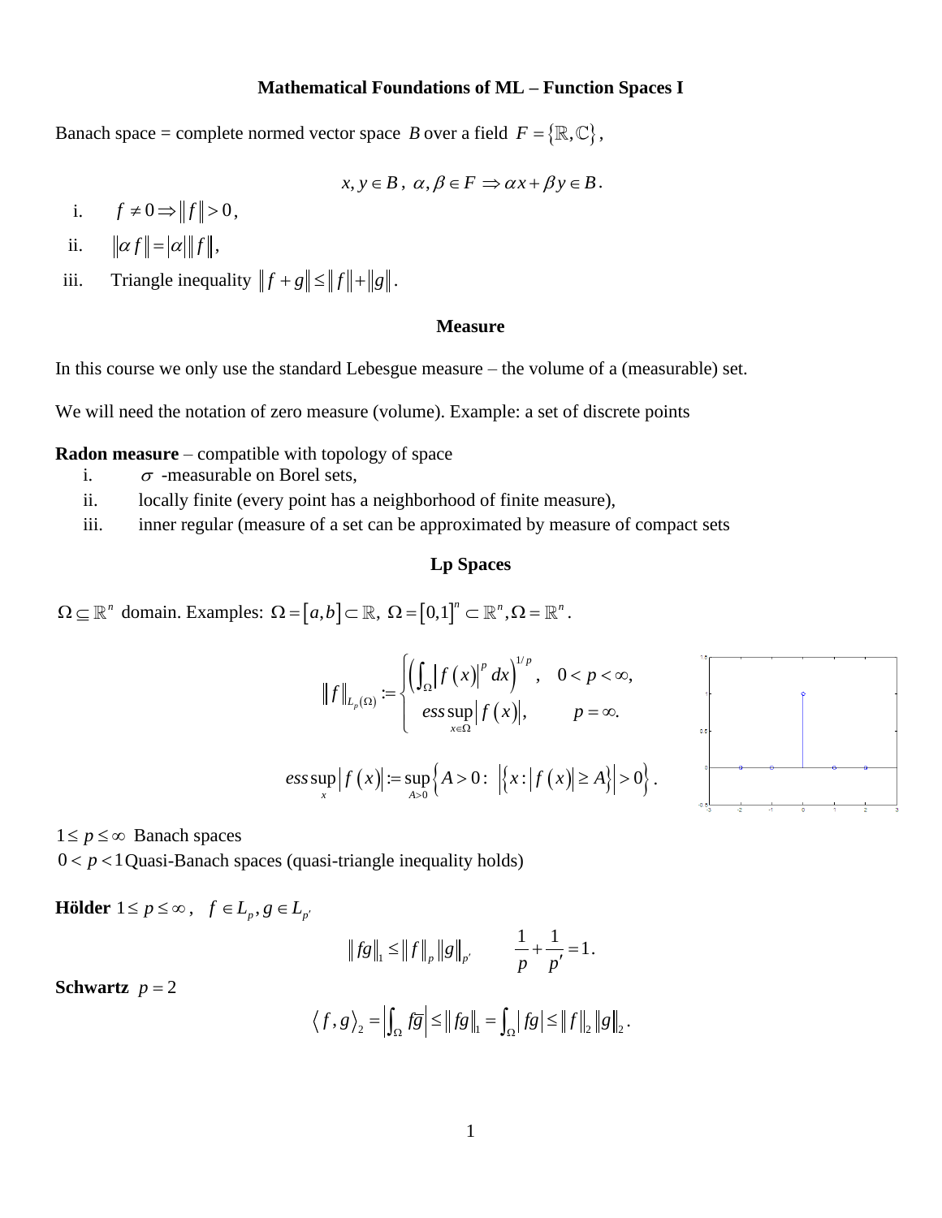# Mathematical Foundations of ML – Function Spaces I

Banach space = complete normed vector space $B$ over a field $F = \{\mathbb{R}, \mathbb{C}\}$,

$$x, y \in B,\ \alpha, \beta \in F \Rightarrow \alpha x + \beta y \in B.$$

i. $f \neq 0 \Rightarrow \|f\| > 0$,

ii. $\|\alpha f\| = |\alpha| \|f\|$,

iii. Triangle inequality $\|f + g\| \leq \|f\| + \|g\|$.

## Measure

In this course we only use the standard Lebesgue measure – the volume of a (measurable) set.

We will need the notation of zero measure (volume). Example: a set of discrete points

**Radon measure** – compatible with topology of space

i. $\sigma$ -measurable on Borel sets,

ii. locally finite (every point has a neighborhood of finite measure),

iii. inner regular (measure of a set can be approximated by measure of compact sets

## Lp Spaces

$\Omega \subseteq \mathbb{R}^n$ domain. Examples: $\Omega = [a,b] \subset \mathbb{R},\ \Omega = [0,1]^n \subset \mathbb{R}^n, \Omega = \mathbb{R}^n$.

$$\|f\|_{L_p(\Omega)} := \begin{cases} \left( \int_\Omega |f(x)|^p \, dx \right)^{1/p}, & 0 < p < \infty, \\ \operatorname{ess\,sup}_{x \in \Omega} |f(x)|, & p = \infty. \end{cases}$$

$$\operatorname{ess\,sup}_x |f(x)| := \sup_{A > 0} \left\{ A > 0 : \ \left| \{ x : |f(x)| \geq A \} \right| > 0 \right\}.$$

$1 \leq p \leq \infty$ Banach spaces

$0 < p < 1$ Quasi-Banach spaces (quasi-triangle inequality holds)

**Hölder** $1 \leq p \leq \infty$, $f \in L_p, g \in L_{p'}$

$$\|fg\|_1 \leq \|f\|_p \|g\|_{p'} \qquad \frac{1}{p} + \frac{1}{p'} = 1.$$

**Schwartz** $p = 2$

$$\langle f, g \rangle_2 = \left| \int_\Omega f\overline{g} \right| \leq \|fg\|_1 = \int_\Omega |fg| \leq \|f\|_2 \|g\|_2.$$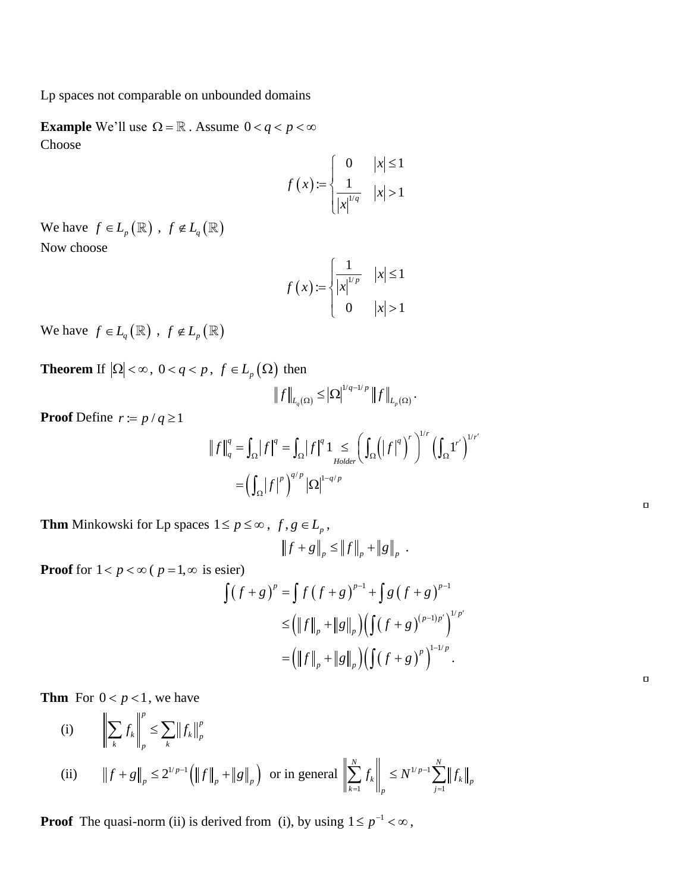Lp spaces not comparable on unbounded domains

**Example** We'll use $\Omega = \mathbb{R}$. Assume $0 < q < p < \infty$
Choose

$$f(x) := \begin{cases} 0 & |x| \le 1 \\ \dfrac{1}{|x|^{1/q}} & |x| > 1 \end{cases}$$

We have $f \in L_p(\mathbb{R})$ , $f \notin L_q(\mathbb{R})$
Now choose

$$f(x) := \begin{cases} \dfrac{1}{|x|^{1/p}} & |x| \le 1 \\ 0 & |x| > 1 \end{cases}$$

We have $f \in L_q(\mathbb{R})$ , $f \notin L_p(\mathbb{R})$

**Theorem** If $|\Omega| < \infty$, $0 < q < p$, $f \in L_p(\Omega)$ then

$$\|f\|_{L_q(\Omega)} \le |\Omega|^{1/q - 1/p} \|f\|_{L_p(\Omega)}.$$

**Proof** Define $r := p/q \ge 1$

$$\|f\|_q^q = \int_\Omega |f|^q = \int_\Omega |f|^q 1 \underset{Holder}{\le} \left( \int_\Omega \left( |f|^q \right)^r \right)^{1/r} \left( \int_\Omega 1^{r'} \right)^{1/r'}$$

$$= \left( \int_\Omega |f|^p \right)^{q/p} |\Omega|^{1-q/p}$$

□

**Thm** Minkowski for Lp spaces $1 \le p \le \infty$, $f, g \in L_p$,

$$\|f + g\|_p \le \|f\|_p + \|g\|_p \ .$$

**Proof** for $1 < p < \infty$ ( $p = 1, \infty$ is esier)

$$\int (f+g)^p = \int f (f+g)^{p-1} + \int g (f+g)^{p-1}$$

$$\le \left( \|f\|_p + \|g\|_p \right) \left( \int (f+g)^{(p-1)p'} \right)^{1/p'}$$

$$= \left( \|f\|_p + \|g\|_p \right) \left( \int (f+g)^p \right)^{1-1/p}.$$

□

**Thm** For $0 < p < 1$, we have

(i) $\left\| \sum_k f_k \right\|_p^p \le \sum_k \|f_k\|_p^p$

(ii) $\|f + g\|_p \le 2^{1/p-1} \left( \|f\|_p + \|g\|_p \right)$ or in general $\left\| \sum_{k=1}^N f_k \right\|_p \le N^{1/p-1} \sum_{j=1}^N \|f_k\|_p$

**Proof** The quasi-norm (ii) is derived from (i), by using $1 \le p^{-1} < \infty$,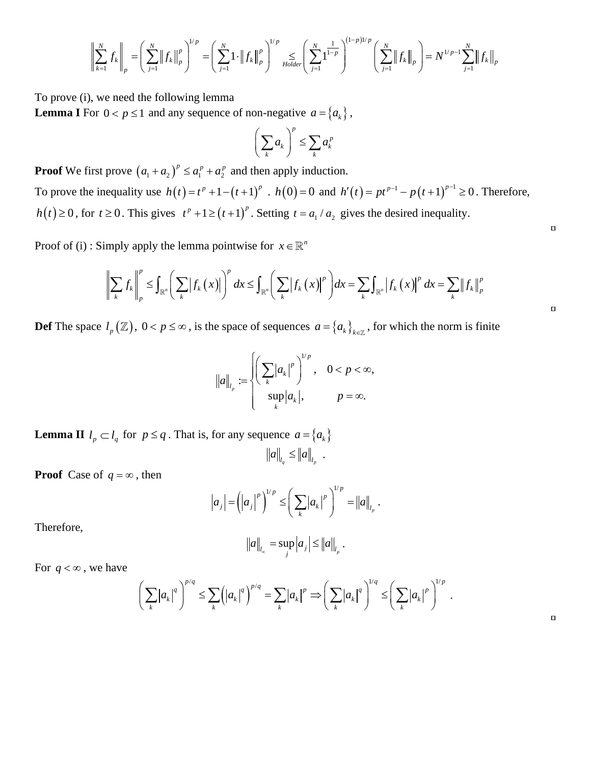$$\left\|\sum_{k=1}^{N} f_k\right\|_p = \left(\sum_{j=1}^{N} \|f_k\|_p^p\right)^{1/p} = \left(\sum_{j=1}^{N} 1\cdot\|f_k\|_p^p\right)^{1/p} \underset{Holder}{\leq} \left(\sum_{j=1}^{N} 1^{\frac{1}{1-p}}\right)^{(1-p)1/p} \left(\sum_{j=1}^{N} \|f_k\|_p\right) = N^{1/p-1}\sum_{j=1}^{N}\|f_k\|_p$$

To prove (i), we need the following lemma

**Lemma I** For $0 < p \leq 1$ and any sequence of non-negative $a = \{a_k\}$,

$$\left(\sum_k a_k\right)^p \leq \sum_k a_k^p$$

**Proof** We first prove $(a_1 + a_2)^p \leq a_1^p + a_2^p$ and then apply induction.

To prove the inequality use $h(t) = t^p + 1 - (t+1)^p$ . $h(0) = 0$ and $h'(t) = pt^{p-1} - p(t+1)^{p-1} \geq 0$. Therefore, $h(t) \geq 0$, for $t \geq 0$. This gives $t^p + 1 \geq (t+1)^p$. Setting $t = a_1 / a_2$ gives the desired inequality.

□

Proof of (i) : Simply apply the lemma pointwise for $x \in \mathbb{R}^n$

$$\left\|\sum_k f_k\right\|_p^p \leq \int_{\mathbb{R}^n}\left(\sum_k |f_k(x)|\right)^p dx \leq \int_{\mathbb{R}^n}\left(\sum_k |f_k(x)|^p\right)dx = \sum_k \int_{\mathbb{R}^n} |f_k(x)|^p dx = \sum_k \|f_k\|_p^p$$

□

**Def** The space $l_p(\mathbb{Z})$, $0 < p \leq \infty$, is the space of sequences $a = \{a_k\}_{k\in\mathbb{Z}}$, for which the norm is finite

$$\|a\|_{l_p} := \begin{cases} \left(\sum_k |a_k|^p\right)^{1/p}, & 0 < p < \infty, \\ \sup_k |a_k|, & p = \infty. \end{cases}$$

**Lemma II** $l_p \subset l_q$ for $p \leq q$. That is, for any sequence $a = \{a_k\}$

$$\|a\|_{l_q} \leq \|a\|_{l_p} .$$

**Proof** Case of $q = \infty$, then

$$|a_j| = \left(|a_j|^p\right)^{1/p} \leq \left(\sum_k |a_k|^p\right)^{1/p} = \|a\|_{l_p} .$$

Therefore,

$$\|a\|_{l_\infty} = \sup_j |a_j| \leq \|a\|_{l_p} .$$

For $q < \infty$, we have

$$\left(\sum_k |a_k|^q\right)^{p/q} \leq \sum_k \left(|a_k|^q\right)^{p/q} = \sum_k |a_k|^p \Rightarrow \left(\sum_k |a_k|^q\right)^{1/q} \leq \left(\sum_k |a_k|^p\right)^{1/p} .$$

□